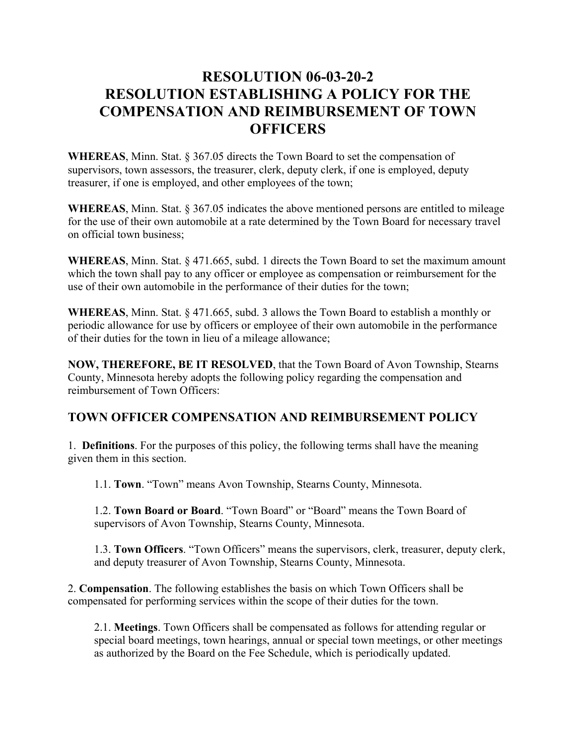# RESOLUTION 06-03-20-2
# RESOLUTION ESTABLISHING A POLICY FOR THE COMPENSATION AND REIMBURSEMENT OF TOWN OFFICERS

**WHEREAS**, Minn. Stat. § 367.05 directs the Town Board to set the compensation of supervisors, town assessors, the treasurer, clerk, deputy clerk, if one is employed, deputy treasurer, if one is employed, and other employees of the town;

**WHEREAS**, Minn. Stat. § 367.05 indicates the above mentioned persons are entitled to mileage for the use of their own automobile at a rate determined by the Town Board for necessary travel on official town business;

**WHEREAS**, Minn. Stat. § 471.665, subd. 1 directs the Town Board to set the maximum amount which the town shall pay to any officer or employee as compensation or reimbursement for the use of their own automobile in the performance of their duties for the town;

**WHEREAS**, Minn. Stat. § 471.665, subd. 3 allows the Town Board to establish a monthly or periodic allowance for use by officers or employee of their own automobile in the performance of their duties for the town in lieu of a mileage allowance;

**NOW, THEREFORE, BE IT RESOLVED**, that the Town Board of Avon Township, Stearns County, Minnesota hereby adopts the following policy regarding the compensation and reimbursement of Town Officers:

## TOWN OFFICER COMPENSATION AND REIMBURSEMENT POLICY

1. **Definitions**. For the purposes of this policy, the following terms shall have the meaning given them in this section.

   1.1. **Town**. "Town" means Avon Township, Stearns County, Minnesota.

   1.2. **Town Board or Board**. "Town Board" or "Board" means the Town Board of supervisors of Avon Township, Stearns County, Minnesota.

   1.3. **Town Officers**. "Town Officers" means the supervisors, clerk, treasurer, deputy clerk, and deputy treasurer of Avon Township, Stearns County, Minnesota.

2. **Compensation**. The following establishes the basis on which Town Officers shall be compensated for performing services within the scope of their duties for the town.

   2.1. **Meetings**. Town Officers shall be compensated as follows for attending regular or special board meetings, town hearings, annual or special town meetings, or other meetings as authorized by the Board on the Fee Schedule, which is periodically updated.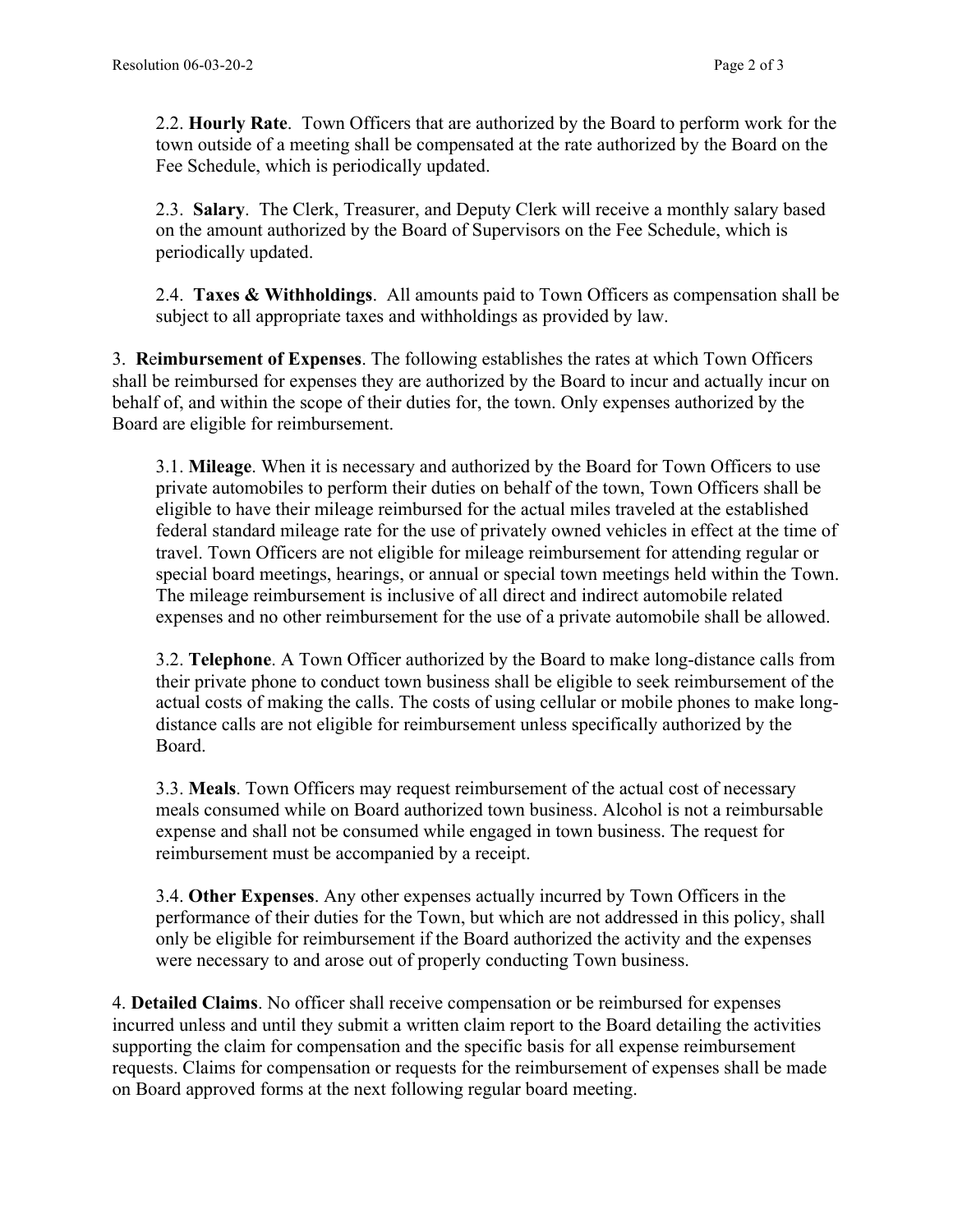2.2. **Hourly Rate**. Town Officers that are authorized by the Board to perform work for the town outside of a meeting shall be compensated at the rate authorized by the Board on the Fee Schedule, which is periodically updated.

2.3. **Salary**. The Clerk, Treasurer, and Deputy Clerk will receive a monthly salary based on the amount authorized by the Board of Supervisors on the Fee Schedule, which is periodically updated.

2.4. **Taxes & Withholdings**. All amounts paid to Town Officers as compensation shall be subject to all appropriate taxes and withholdings as provided by law.

3. **Reimbursement of Expenses**. The following establishes the rates at which Town Officers shall be reimbursed for expenses they are authorized by the Board to incur and actually incur on behalf of, and within the scope of their duties for, the town. Only expenses authorized by the Board are eligible for reimbursement.

3.1. **Mileage**. When it is necessary and authorized by the Board for Town Officers to use private automobiles to perform their duties on behalf of the town, Town Officers shall be eligible to have their mileage reimbursed for the actual miles traveled at the established federal standard mileage rate for the use of privately owned vehicles in effect at the time of travel. Town Officers are not eligible for mileage reimbursement for attending regular or special board meetings, hearings, or annual or special town meetings held within the Town. The mileage reimbursement is inclusive of all direct and indirect automobile related expenses and no other reimbursement for the use of a private automobile shall be allowed.

3.2. **Telephone**. A Town Officer authorized by the Board to make long-distance calls from their private phone to conduct town business shall be eligible to seek reimbursement of the actual costs of making the calls. The costs of using cellular or mobile phones to make long-distance calls are not eligible for reimbursement unless specifically authorized by the Board.

3.3. **Meals**. Town Officers may request reimbursement of the actual cost of necessary meals consumed while on Board authorized town business. Alcohol is not a reimbursable expense and shall not be consumed while engaged in town business. The request for reimbursement must be accompanied by a receipt.

3.4. **Other Expenses**. Any other expenses actually incurred by Town Officers in the performance of their duties for the Town, but which are not addressed in this policy, shall only be eligible for reimbursement if the Board authorized the activity and the expenses were necessary to and arose out of properly conducting Town business.

4. **Detailed Claims**. No officer shall receive compensation or be reimbursed for expenses incurred unless and until they submit a written claim report to the Board detailing the activities supporting the claim for compensation and the specific basis for all expense reimbursement requests. Claims for compensation or requests for the reimbursement of expenses shall be made on Board approved forms at the next following regular board meeting.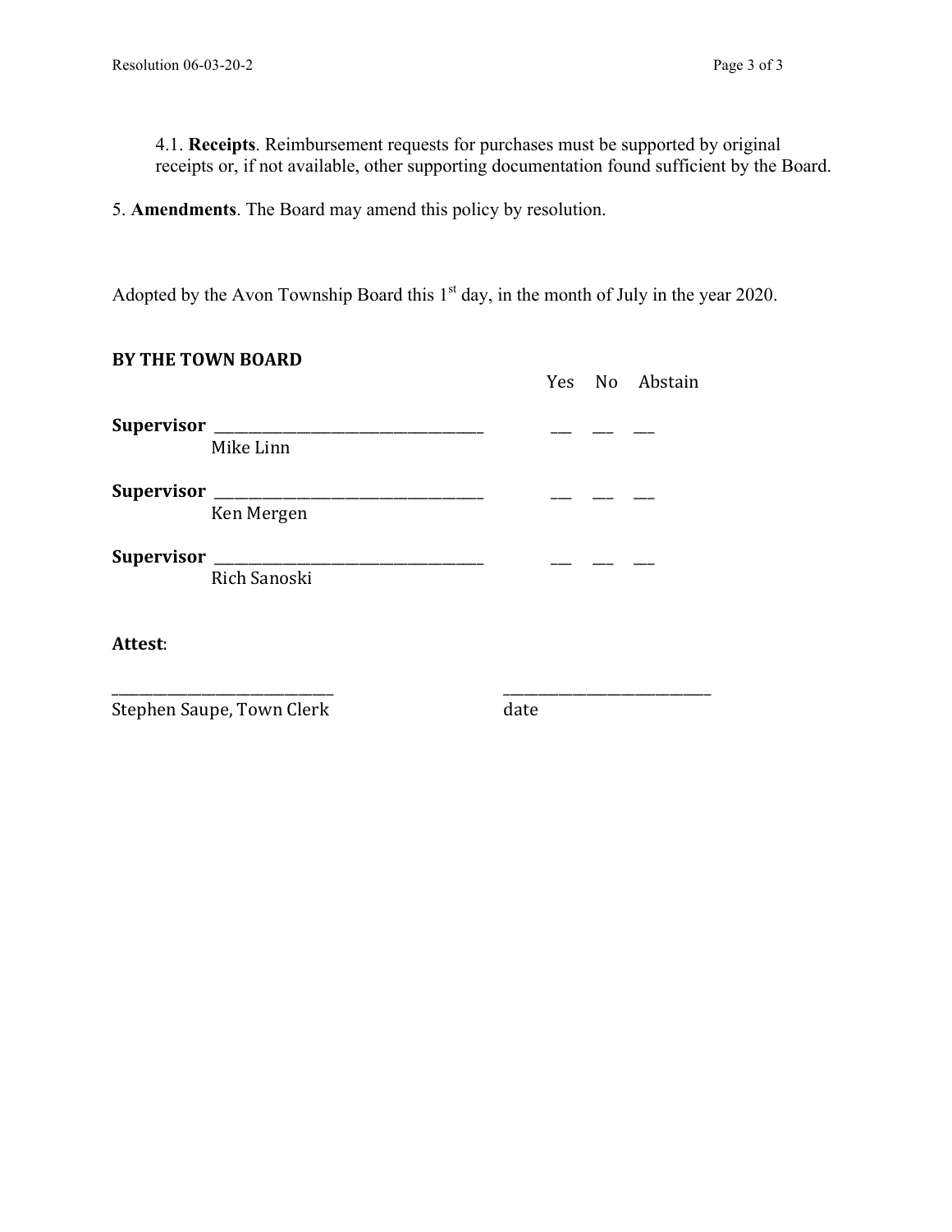4.1. **Receipts**. Reimbursement requests for purchases must be supported by original receipts or, if not available, other supporting documentation found sufficient by the Board.

5. **Amendments**. The Board may amend this policy by resolution.

Adopted by the Avon Township Board this 1st day, in the month of July in the year 2020.

**BY THE TOWN BOARD**

| | Yes | No | Abstain |
|---|---|---|---|
| **Supervisor** ______________________ Mike Linn | ___ | ___ | ___ |
| **Supervisor** ______________________ Ken Mergen | ___ | ___ | ___ |
| **Supervisor** ______________________ Rich Sanoski | ___ | ___ | ___ |

**Attest**:

______________________
Stephen Saupe, Town Clerk

______________________
date